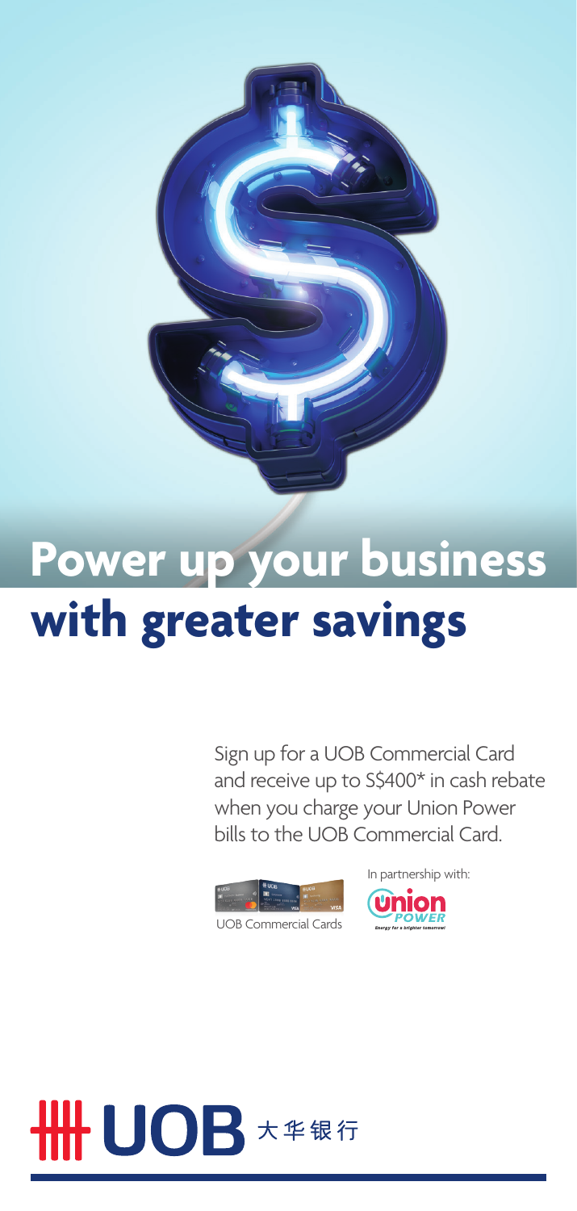# Power up your business with greater savings

Sign up for a UOB Commercial Card and receive up to S$400* in cash rebate when you charge your Union Power bills to the UOB Commercial Card.

UOB Commercial Cards

In partnership with:

Union POWER
Energy for a brighter tomorrow

UOB 大华银行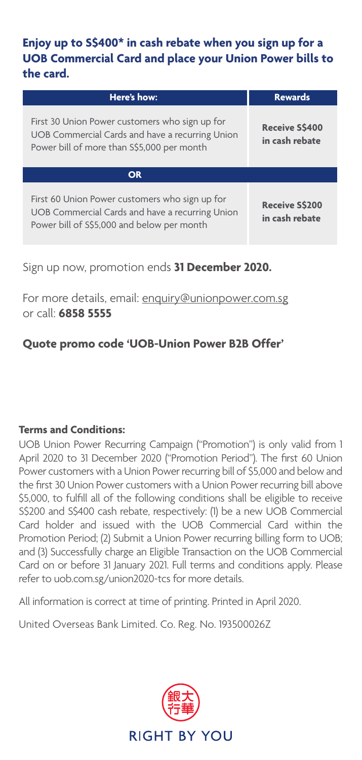**Enjoy up to S$400* in cash rebate when you sign up for a UOB Commercial Card and place your Union Power bills to the card.**

| Here's how: | Rewards |
|---|---|
| First 30 Union Power customers who sign up for UOB Commercial Cards and have a recurring Union Power bill of more than S$5,000 per month | **Receive S$400 in cash rebate** |
| **OR** | |
| First 60 Union Power customers who sign up for UOB Commercial Cards and have a recurring Union Power bill of S$5,000 and below per month | **Receive S$200 in cash rebate** |

Sign up now, promotion ends **31 December 2020.**

For more details, email: enquiry@unionpower.com.sg or call: **6858 5555**

**Quote promo code 'UOB-Union Power B2B Offer'**

**Terms and Conditions:**

UOB Union Power Recurring Campaign ("Promotion") is only valid from 1 April 2020 to 31 December 2020 ("Promotion Period"). The first 60 Union Power customers with a Union Power recurring bill of $5,000 and below and the first 30 Union Power customers with a Union Power recurring bill above $5,000, to fulfill all of the following conditions shall be eligible to receive S$200 and S$400 cash rebate, respectively: (1) be a new UOB Commercial Card holder and issued with the UOB Commercial Card within the Promotion Period; (2) Submit a Union Power recurring billing form to UOB; and (3) Successfully charge an Eligible Transaction on the UOB Commercial Card on or before 31 January 2021. Full terms and conditions apply. Please refer to uob.com.sg/union2020-tcs for more details.

All information is correct at time of printing. Printed in April 2020.

United Overseas Bank Limited. Co. Reg. No. 193500026Z

大華銀行

RIGHT BY YOU